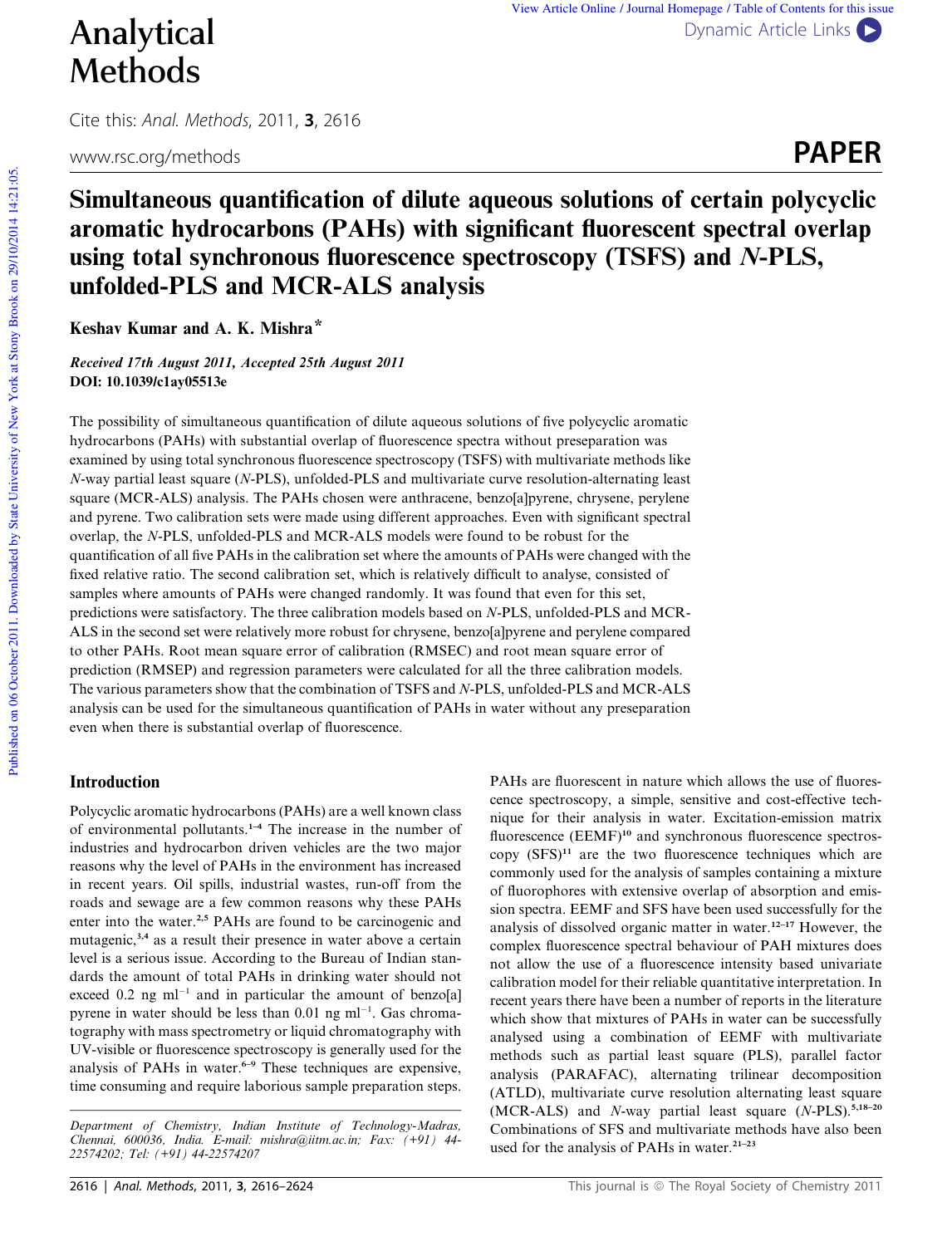# Analytical Methods

Cite this: *Anal. Methods*, 2011, **3**, 2616

www.rsc.org/methods

**PAPER**

# Simultaneous quantification of dilute aqueous solutions of certain polycyclic aromatic hydrocarbons (PAHs) with significant fluorescent spectral overlap using total synchronous fluorescence spectroscopy (TSFS) and *N*-PLS, unfolded-PLS and MCR-ALS analysis

**Keshav Kumar and A. K. Mishra***

*Received 17th August 2011, Accepted 25th August 2011*
**DOI: 10.1039/c1ay05513e**

The possibility of simultaneous quantification of dilute aqueous solutions of five polycyclic aromatic hydrocarbons (PAHs) with substantial overlap of fluorescence spectra without preseparation was examined by using total synchronous fluorescence spectroscopy (TSFS) with multivariate methods like *N*-way partial least square (*N*-PLS), unfolded-PLS and multivariate curve resolution-alternating least square (MCR-ALS) analysis. The PAHs chosen were anthracene, benzo[a]pyrene, chrysene, perylene and pyrene. Two calibration sets were made using different approaches. Even with significant spectral overlap, the *N*-PLS, unfolded-PLS and MCR-ALS models were found to be robust for the quantification of all five PAHs in the calibration set where the amounts of PAHs were changed with the fixed relative ratio. The second calibration set, which is relatively difficult to analyse, consisted of samples where amounts of PAHs were changed randomly. It was found that even for this set, predictions were satisfactory. The three calibration models based on *N*-PLS, unfolded-PLS and MCR-ALS in the second set were relatively more robust for chrysene, benzo[a]pyrene and perylene compared to other PAHs. Root mean square error of calibration (RMSEC) and root mean square error of prediction (RMSEP) and regression parameters were calculated for all the three calibration models. The various parameters show that the combination of TSFS and *N*-PLS, unfolded-PLS and MCR-ALS analysis can be used for the simultaneous quantification of PAHs in water without any preseparation even when there is substantial overlap of fluorescence.

## Introduction

Polycyclic aromatic hydrocarbons (PAHs) are a well known class of environmental pollutants.[1–4] The increase in the number of industries and hydrocarbon driven vehicles are the two major reasons why the level of PAHs in the environment has increased in recent years. Oil spills, industrial wastes, run-off from the roads and sewage are a few common reasons why these PAHs enter into the water.[2,5] PAHs are found to be carcinogenic and mutagenic,[3,4] as a result their presence in water above a certain level is a serious issue. According to the Bureau of Indian standards the amount of total PAHs in drinking water should not exceed 0.2 ng ml$^{-1}$ and in particular the amount of benzo[a] pyrene in water should be less than 0.01 ng ml$^{-1}$. Gas chromatography with mass spectrometry or liquid chromatography with UV-visible or fluorescence spectroscopy is generally used for the analysis of PAHs in water.[6–9] These techniques are expensive, time consuming and require laborious sample preparation steps.

PAHs are fluorescent in nature which allows the use of fluorescence spectroscopy, a simple, sensitive and cost-effective technique for their analysis in water. Excitation-emission matrix fluorescence (EEMF)[10] and synchronous fluorescence spectroscopy (SFS)[11] are the two fluorescence techniques which are commonly used for the analysis of samples containing a mixture of fluorophores with extensive overlap of absorption and emission spectra. EEMF and SFS have been used successfully for the analysis of dissolved organic matter in water.[12–17] However, the complex fluorescence spectral behaviour of PAH mixtures does not allow the use of a fluorescence intensity based univariate calibration model for their reliable quantitative interpretation. In recent years there have been a number of reports in the literature which show that mixtures of PAHs in water can be successfully analysed using a combination of EEMF with multivariate methods such as partial least square (PLS), parallel factor analysis (PARAFAC), alternating trilinear decomposition (ATLD), multivariate curve resolution alternating least square (MCR-ALS) and *N*-way partial least square (*N*-PLS).[5,18–20] Combinations of SFS and multivariate methods have also been used for the analysis of PAHs in water.[21–23]

*Department of Chemistry, Indian Institute of Technology-Madras, Chennai, 600036, India. E-mail: mishra@iitm.ac.in; Fax: (+91) 44-22574202; Tel: (+91) 44-22574207*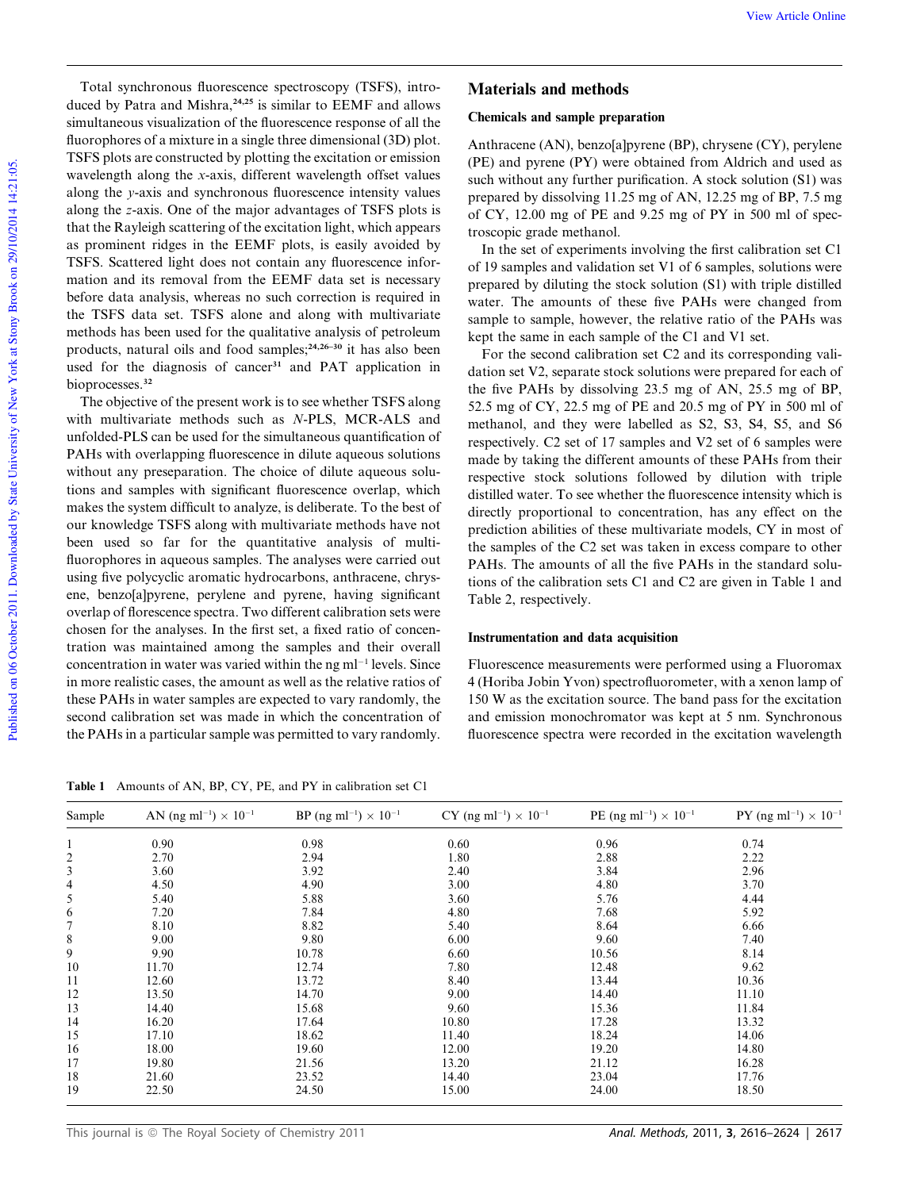Total synchronous fluorescence spectroscopy (TSFS), introduced by Patra and Mishra,[24,25] is similar to EEMF and allows simultaneous visualization of the fluorescence response of all the fluorophores of a mixture in a single three dimensional (3D) plot. TSFS plots are constructed by plotting the excitation or emission wavelength along the *x*-axis, different wavelength offset values along the *y*-axis and synchronous fluorescence intensity values along the *z*-axis. One of the major advantages of TSFS plots is that the Rayleigh scattering of the excitation light, which appears as prominent ridges in the EEMF plots, is easily avoided by TSFS. Scattered light does not contain any fluorescence information and its removal from the EEMF data set is necessary before data analysis, whereas no such correction is required in the TSFS data set. TSFS alone and along with multivariate methods has been used for the qualitative analysis of petroleum products, natural oils and food samples;[24,26–30] it has also been used for the diagnosis of cancer[31] and PAT application in bioprocesses.[32]

The objective of the present work is to see whether TSFS along with multivariate methods such as *N*-PLS, MCR-ALS and unfolded-PLS can be used for the simultaneous quantification of PAHs with overlapping fluorescence in dilute aqueous solutions without any preseparation. The choice of dilute aqueous solutions and samples with significant fluorescence overlap, which makes the system difficult to analyze, is deliberate. To the best of our knowledge TSFS along with multivariate methods have not been used so far for the quantitative analysis of multifluorophores in aqueous samples. The analyses were carried out using five polycyclic aromatic hydrocarbons, anthracene, chrysene, benzo[a]pyrene, perylene and pyrene, having significant overlap of florescence spectra. Two different calibration sets were chosen for the analyses. In the first set, a fixed ratio of concentration was maintained among the samples and their overall concentration in water was varied within the ng ml$^{-1}$ levels. Since in more realistic cases, the amount as well as the relative ratios of these PAHs in water samples are expected to vary randomly, the second calibration set was made in which the concentration of the PAHs in a particular sample was permitted to vary randomly.

## Materials and methods

### Chemicals and sample preparation

Anthracene (AN), benzo[a]pyrene (BP), chrysene (CY), perylene (PE) and pyrene (PY) were obtained from Aldrich and used as such without any further purification. A stock solution (S1) was prepared by dissolving 11.25 mg of AN, 12.25 mg of BP, 7.5 mg of CY, 12.00 mg of PE and 9.25 mg of PY in 500 ml of spectroscopic grade methanol.

In the set of experiments involving the first calibration set C1 of 19 samples and validation set V1 of 6 samples, solutions were prepared by diluting the stock solution (S1) with triple distilled water. The amounts of these five PAHs were changed from sample to sample, however, the relative ratio of the PAHs was kept the same in each sample of the C1 and V1 set.

For the second calibration set C2 and its corresponding validation set V2, separate stock solutions were prepared for each of the five PAHs by dissolving 23.5 mg of AN, 25.5 mg of BP, 52.5 mg of CY, 22.5 mg of PE and 20.5 mg of PY in 500 ml of methanol, and they were labelled as S2, S3, S4, S5, and S6 respectively. C2 set of 17 samples and V2 set of 6 samples were made by taking the different amounts of these PAHs from their respective stock solutions followed by dilution with triple distilled water. To see whether the fluorescence intensity which is directly proportional to concentration, has any effect on the prediction abilities of these multivariate models, CY in most of the samples of the C2 set was taken in excess compare to other PAHs. The amounts of all the five PAHs in the standard solutions of the calibration sets C1 and C2 are given in Table 1 and Table 2, respectively.

### Instrumentation and data acquisition

Fluorescence measurements were performed using a Fluoromax 4 (Horiba Jobin Yvon) spectrofluorometer, with a xenon lamp of 150 W as the excitation source. The band pass for the excitation and emission monochromator was kept at 5 nm. Synchronous fluorescence spectra were recorded in the excitation wavelength

**Table 1** Amounts of AN, BP, CY, PE, and PY in calibration set C1

| Sample | AN (ng ml$^{-1}$) $\times$ 10$^{-1}$ | BP (ng ml$^{-1}$) $\times$ 10$^{-1}$ | CY (ng ml$^{-1}$) $\times$ 10$^{-1}$ | PE (ng ml$^{-1}$) $\times$ 10$^{-1}$ | PY (ng ml$^{-1}$) $\times$ 10$^{-1}$ |
|---|---|---|---|---|---|
| 1 | 0.90 | 0.98 | 0.60 | 0.96 | 0.74 |
| 2 | 2.70 | 2.94 | 1.80 | 2.88 | 2.22 |
| 3 | 3.60 | 3.92 | 2.40 | 3.84 | 2.96 |
| 4 | 4.50 | 4.90 | 3.00 | 4.80 | 3.70 |
| 5 | 5.40 | 5.88 | 3.60 | 5.76 | 4.44 |
| 6 | 7.20 | 7.84 | 4.80 | 7.68 | 5.92 |
| 7 | 8.10 | 8.82 | 5.40 | 8.64 | 6.66 |
| 8 | 9.00 | 9.80 | 6.00 | 9.60 | 7.40 |
| 9 | 9.90 | 10.78 | 6.60 | 10.56 | 8.14 |
| 10 | 11.70 | 12.74 | 7.80 | 12.48 | 9.62 |
| 11 | 12.60 | 13.72 | 8.40 | 13.44 | 10.36 |
| 12 | 13.50 | 14.70 | 9.00 | 14.40 | 11.10 |
| 13 | 14.40 | 15.68 | 9.60 | 15.36 | 11.84 |
| 14 | 16.20 | 17.64 | 10.80 | 17.28 | 13.32 |
| 15 | 17.10 | 18.62 | 11.40 | 18.24 | 14.06 |
| 16 | 18.00 | 19.60 | 12.00 | 19.20 | 14.80 |
| 17 | 19.80 | 21.56 | 13.20 | 21.12 | 16.28 |
| 18 | 21.60 | 23.52 | 14.40 | 23.04 | 17.76 |
| 19 | 22.50 | 24.50 | 15.00 | 24.00 | 18.50 |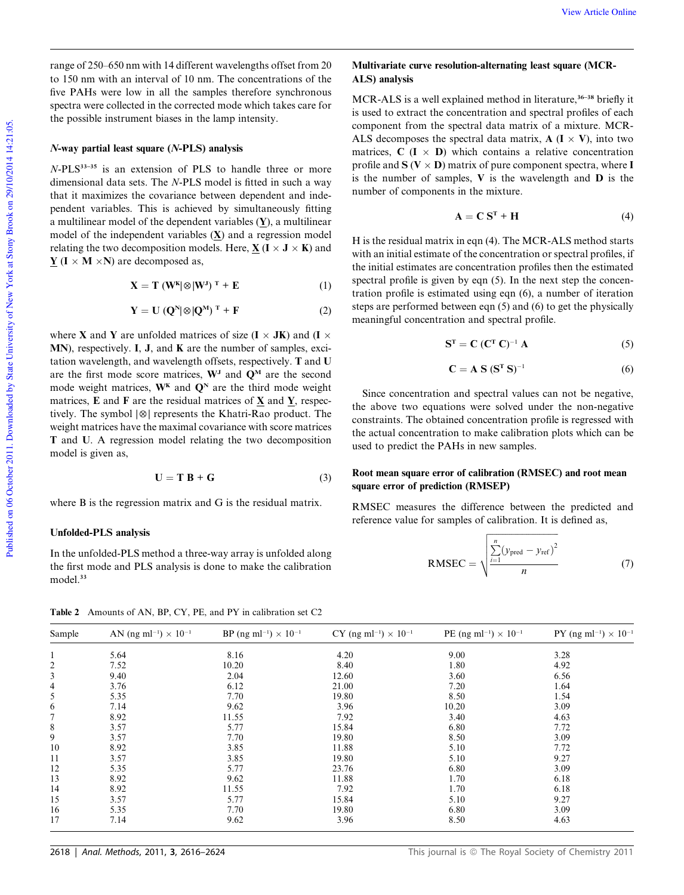range of 250–650 nm with 14 different wavelengths offset from 20 to 150 nm with an interval of 10 nm. The concentrations of the five PAHs were low in all the samples therefore synchronous spectra were collected in the corrected mode which takes care for the possible instrument biases in the lamp intensity.

### *N*-way partial least square (*N*-PLS) analysis

*N*-PLS[33–35] is an extension of PLS to handle three or more dimensional data sets. The *N*-PLS model is fitted in such a way that it maximizes the covariance between dependent and independent variables. This is achieved by simultaneously fitting a multilinear model of the dependent variables ($\underline{\mathbf{Y}}$), a multilinear model of the independent variables ($\underline{\mathbf{X}}$) and a regression model relating the two decomposition models. Here, $\underline{\mathbf{X}}$ ($\mathbf{I} \times \mathbf{J} \times \mathbf{K}$) and $\underline{\mathbf{Y}}$ ($\mathbf{I} \times \mathbf{M} \times \mathbf{N}$) are decomposed as,

$$\mathbf{X} = \mathbf{T}\,(\mathbf{W^K}|\otimes|\mathbf{W^J})^{\mathbf{T}} + \mathbf{E} \tag{1}$$

$$\mathbf{Y} = \mathbf{U}\,(\mathbf{Q^N}|\otimes|\mathbf{Q^M})^{\mathbf{T}} + \mathbf{F} \tag{2}$$

where $\mathbf{X}$ and $\mathbf{Y}$ are unfolded matrices of size ($\mathbf{I} \times \mathbf{JK}$) and ($\mathbf{I} \times \mathbf{MN}$), respectively. $\mathbf{I}$, $\mathbf{J}$, and $\mathbf{K}$ are the number of samples, excitation wavelength, and wavelength offsets, respectively. $\mathbf{T}$ and $\mathbf{U}$ are the first mode score matrices, $\mathbf{W^J}$ and $\mathbf{Q^M}$ are the second mode weight matrices, $\mathbf{W^K}$ and $\mathbf{Q^N}$ are the third mode weight matrices, $\mathbf{E}$ and $\mathbf{F}$ are the residual matrices of $\underline{\mathbf{X}}$ and $\underline{\mathbf{Y}}$, respectively. The symbol $|\otimes|$ represents the Khatri-Rao product. The weight matrices have the maximal covariance with score matrices $\mathbf{T}$ and $\mathbf{U}$. A regression model relating the two decomposition model is given as,

$$\mathbf{U} = \mathbf{T}\,\mathbf{B} + \mathbf{G} \tag{3}$$

where B is the regression matrix and G is the residual matrix.

### Unfolded-PLS analysis

In the unfolded-PLS method a three-way array is unfolded along the first mode and PLS analysis is done to make the calibration model.[33]

### Multivariate curve resolution-alternating least square (MCR-ALS) analysis

MCR-ALS is a well explained method in literature,[36–38] briefly it is used to extract the concentration and spectral profiles of each component from the spectral data matrix of a mixture. MCR-ALS decomposes the spectral data matrix, $\mathbf{A}$ ($\mathbf{I} \times \mathbf{V}$), into two matrices, $\mathbf{C}$ ($\mathbf{I} \times \mathbf{D}$) which contains a relative concentration profile and $\mathbf{S}$ ($\mathbf{V} \times \mathbf{D}$) matrix of pure component spectra, where $\mathbf{I}$ is the number of samples, $\mathbf{V}$ is the wavelength and $\mathbf{D}$ is the number of components in the mixture.

$$\mathbf{A} = \mathbf{C}\,\mathbf{S^T} + \mathbf{H} \tag{4}$$

H is the residual matrix in eqn (4). The MCR-ALS method starts with an initial estimate of the concentration or spectral profiles, if the initial estimates are concentration profiles then the estimated spectral profile is given by eqn (5). In the next step the concentration profile is estimated using eqn (6), a number of iteration steps are performed between eqn (5) and (6) to get the physically meaningful concentration and spectral profile.

$$\mathbf{S^T} = \mathbf{C}\,(\mathbf{C^T}\,\mathbf{C})^{-1}\,\mathbf{A} \tag{5}$$

$$\mathbf{C} = \mathbf{A}\,\mathbf{S}\,(\mathbf{S^T}\,\mathbf{S})^{-1} \tag{6}$$

Since concentration and spectral values can not be negative, the above two equations were solved under the non-negative constraints. The obtained concentration profile is regressed with the actual concentration to make calibration plots which can be used to predict the PAHs in new samples.

### Root mean square error of calibration (RMSEC) and root mean square error of prediction (RMSEP)

RMSEC measures the difference between the predicted and reference value for samples of calibration. It is defined as,

$$\mathrm{RMSEC} = \sqrt{\frac{\sum_{i=1}^{n}(y_{\mathrm{pred}} - y_{\mathrm{ref}})^2}{n}} \tag{7}$$

Table 2 Amounts of AN, BP, CY, PE, and PY in calibration set C2

| Sample | AN (ng ml$^{-1}$) $\times 10^{-1}$ | BP (ng ml$^{-1}$) $\times 10^{-1}$ | CY (ng ml$^{-1}$) $\times 10^{-1}$ | PE (ng ml$^{-1}$) $\times 10^{-1}$ | PY (ng ml$^{-1}$) $\times 10^{-1}$ |
|---|---|---|---|---|---|
| 1 | 5.64 | 8.16 | 4.20 | 9.00 | 3.28 |
| 2 | 7.52 | 10.20 | 8.40 | 1.80 | 4.92 |
| 3 | 9.40 | 2.04 | 12.60 | 3.60 | 6.56 |
| 4 | 3.76 | 6.12 | 21.00 | 7.20 | 1.64 |
| 5 | 5.35 | 7.70 | 19.80 | 8.50 | 1.54 |
| 6 | 7.14 | 9.62 | 3.96 | 10.20 | 3.09 |
| 7 | 8.92 | 11.55 | 7.92 | 3.40 | 4.63 |
| 8 | 3.57 | 5.77 | 15.84 | 6.80 | 7.72 |
| 9 | 3.57 | 7.70 | 19.80 | 8.50 | 3.09 |
| 10 | 8.92 | 3.85 | 11.88 | 5.10 | 7.72 |
| 11 | 3.57 | 3.85 | 19.80 | 5.10 | 9.27 |
| 12 | 5.35 | 5.77 | 23.76 | 6.80 | 3.09 |
| 13 | 8.92 | 9.62 | 11.88 | 1.70 | 6.18 |
| 14 | 8.92 | 11.55 | 7.92 | 1.70 | 6.18 |
| 15 | 3.57 | 5.77 | 15.84 | 5.10 | 9.27 |
| 16 | 5.35 | 7.70 | 19.80 | 6.80 | 3.09 |
| 17 | 7.14 | 9.62 | 3.96 | 8.50 | 4.63 |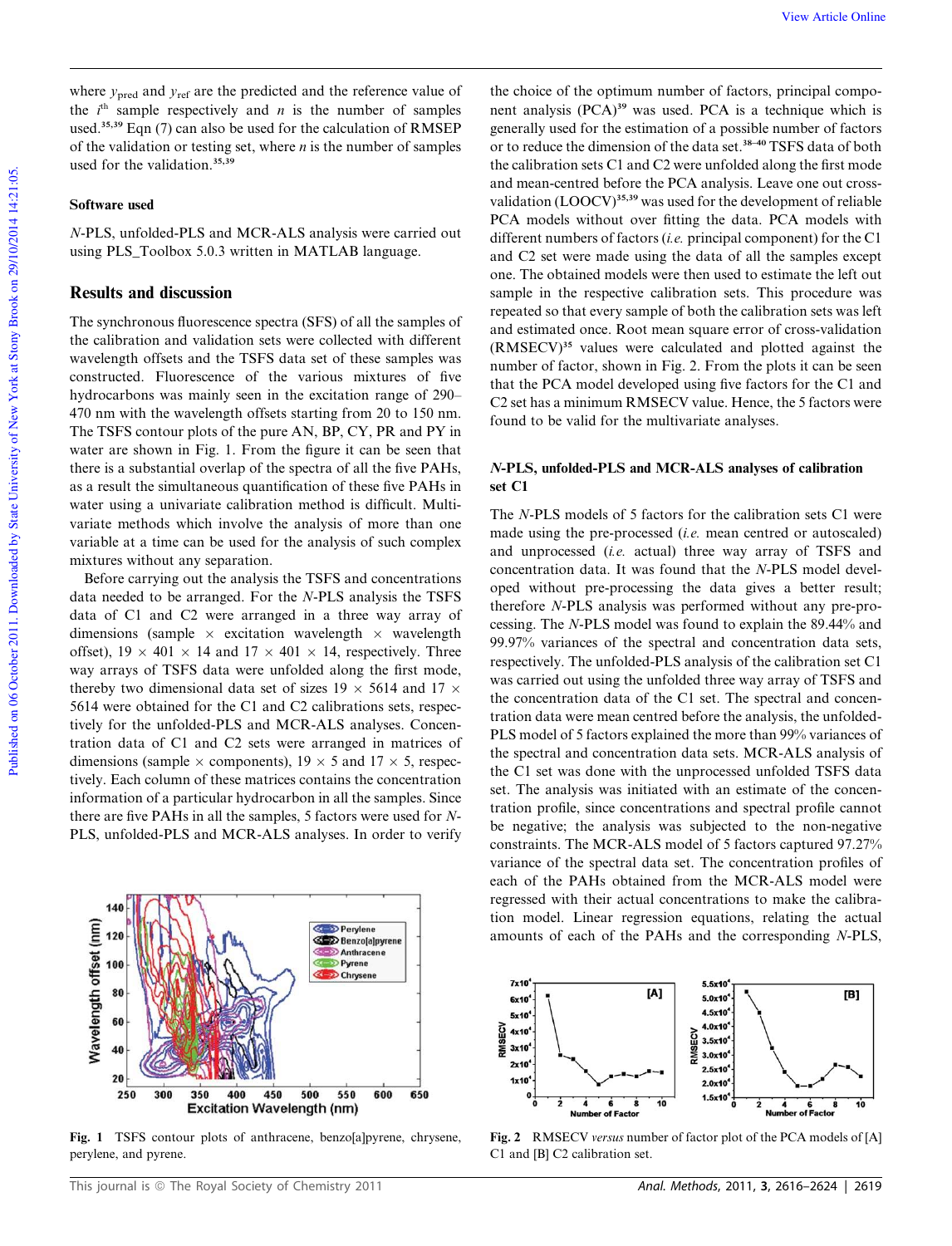where $y_{pred}$ and $y_{ref}$ are the predicted and the reference value of the $i^{th}$ sample respectively and $n$ is the number of samples used.[35,39] Eqn (7) can also be used for the calculation of RMSEP of the validation or testing set, where $n$ is the number of samples used for the validation.[35,39]

### Software used

*N*-PLS, unfolded-PLS and MCR-ALS analysis were carried out using PLS_Toolbox 5.0.3 written in MATLAB language.

## Results and discussion

The synchronous fluorescence spectra (SFS) of all the samples of the calibration and validation sets were collected with different wavelength offsets and the TSFS data set of these samples was constructed. Fluorescence of the various mixtures of five hydrocarbons was mainly seen in the excitation range of 290–470 nm with the wavelength offsets starting from 20 to 150 nm. The TSFS contour plots of the pure AN, BP, CY, PR and PY in water are shown in Fig. 1. From the figure it can be seen that there is a substantial overlap of the spectra of all the five PAHs, as a result the simultaneous quantification of these five PAHs in water using a univariate calibration method is difficult. Multivariate methods which involve the analysis of more than one variable at a time can be used for the analysis of such complex mixtures without any separation.

Before carrying out the analysis the TSFS and concentrations data needed to be arranged. For the *N*-PLS analysis the TSFS data of C1 and C2 were arranged in a three way array of dimensions (sample × excitation wavelength × wavelength offset), 19 × 401 × 14 and 17 × 401 × 14, respectively. Three way arrays of TSFS data were unfolded along the first mode, thereby two dimensional data set of sizes 19 × 5614 and 17 × 5614 were obtained for the C1 and C2 calibrations sets, respectively for the unfolded-PLS and MCR-ALS analyses. Concentration data of C1 and C2 sets were arranged in matrices of dimensions (sample × components), 19 × 5 and 17 × 5, respectively. Each column of these matrices contains the concentration information of a particular hydrocarbon in all the samples. Since there are five PAHs in all the samples, 5 factors were used for *N*-PLS, unfolded-PLS and MCR-ALS analyses. In order to verify the choice of the optimum number of factors, principal component analysis (PCA)[39] was used. PCA is a technique which is generally used for the estimation of a possible number of factors or to reduce the dimension of the data set.[38–40] TSFS data of both the calibration sets C1 and C2 were unfolded along the first mode and mean-centred before the PCA analysis. Leave one out cross-validation (LOOCV)[35,39] was used for the development of reliable PCA models without over fitting the data. PCA models with different numbers of factors (*i.e.* principal component) for the C1 and C2 set were made using the data of all the samples except one. The obtained models were then used to estimate the left out sample in the respective calibration sets. This procedure was repeated so that every sample of both the calibration sets was left and estimated once. Root mean square error of cross-validation (RMSECV)[35] values were calculated and plotted against the number of factor, shown in Fig. 2. From the plots it can be seen that the PCA model developed using five factors for the C1 and C2 set has a minimum RMSECV value. Hence, the 5 factors were found to be valid for the multivariate analyses.

Fig. 1 TSFS contour plots of anthracene, benzo[a]pyrene, chrysene, perylene, and pyrene.

### *N*-PLS, unfolded-PLS and MCR-ALS analyses of calibration set C1

The *N*-PLS models of 5 factors for the calibration sets C1 were made using the pre-processed (*i.e.* mean centred or autoscaled) and unprocessed (*i.e.* actual) three way array of TSFS and concentration data. It was found that the *N*-PLS model developed without pre-processing the data gives a better result; therefore *N*-PLS analysis was performed without any pre-processing. The *N*-PLS model was found to explain the 89.44% and 99.97% variances of the spectral and concentration data sets, respectively. The unfolded-PLS analysis of the calibration set C1 was carried out using the unfolded three way array of TSFS and the concentration data of the C1 set. The spectral and concentration data were mean centred before the analysis, the unfolded-PLS model of 5 factors explained the more than 99% variances of the spectral and concentration data sets. MCR-ALS analysis of the C1 set was done with the unprocessed unfolded TSFS data set. The analysis was initiated with an estimate of the concentration profile, since concentrations and spectral profile cannot be negative; the analysis was subjected to the non-negative constraints. The MCR-ALS model of 5 factors captured 97.27% variance of the spectral data set. The concentration profiles of each of the PAHs obtained from the MCR-ALS model were regressed with their actual concentrations to make the calibration model. Linear regression equations, relating the actual amounts of each of the PAHs and the corresponding *N*-PLS,

Fig. 2 RMSECV *versus* number of factor plot of the PCA models of [A] C1 and [B] C2 calibration set.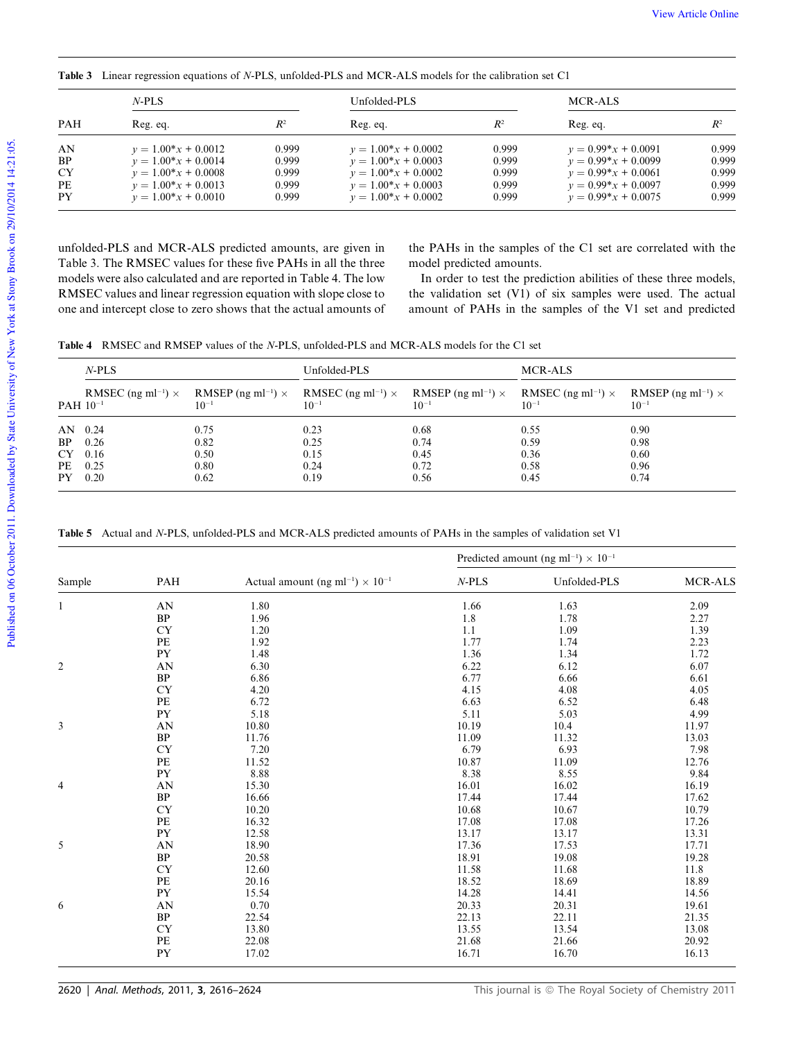Table 3 Linear regression equations of *N*-PLS, unfolded-PLS and MCR-ALS models for the calibration set C1

| | *N*-PLS | | Unfolded-PLS | | MCR-ALS | |
|---|---|---|---|---|---|---|
| PAH | Reg. eq. | $R^2$ | Reg. eq. | $R^2$ | Reg. eq. | $R^2$ |
| AN | $y = 1.00*x + 0.0012$ | 0.999 | $y = 1.00*x + 0.0002$ | 0.999 | $y = 0.99*x + 0.0091$ | 0.999 |
| BP | $y = 1.00*x + 0.0014$ | 0.999 | $y = 1.00*x + 0.0003$ | 0.999 | $y = 0.99*x + 0.0099$ | 0.999 |
| CY | $y = 1.00*x + 0.0008$ | 0.999 | $y = 1.00*x + 0.0002$ | 0.999 | $y = 0.99*x + 0.0061$ | 0.999 |
| PE | $y = 1.00*x + 0.0013$ | 0.999 | $y = 1.00*x + 0.0003$ | 0.999 | $y = 0.99*x + 0.0097$ | 0.999 |
| PY | $y = 1.00*x + 0.0010$ | 0.999 | $y = 1.00*x + 0.0002$ | 0.999 | $y = 0.99*x + 0.0075$ | 0.999 |

unfolded-PLS and MCR-ALS predicted amounts, are given in Table 3. The RMSEC values for these five PAHs in all the three models were also calculated and are reported in Table 4. The low RMSEC values and linear regression equation with slope close to one and intercept close to zero shows that the actual amounts of the PAHs in the samples of the C1 set are correlated with the model predicted amounts.

In order to test the prediction abilities of these three models, the validation set (V1) of six samples were used. The actual amount of PAHs in the samples of the V1 set and predicted

Table 4 RMSEC and RMSEP values of the *N*-PLS, unfolded-PLS and MCR-ALS models for the C1 set

| | *N*-PLS | | Unfolded-PLS | | MCR-ALS | |
|---|---|---|---|---|---|---|
| PAH | RMSEC (ng ml$^{-1}$) × $10^{-1}$ | RMSEP (ng ml$^{-1}$) × $10^{-1}$ | RMSEC (ng ml$^{-1}$) × $10^{-1}$ | RMSEP (ng ml$^{-1}$) × $10^{-1}$ | RMSEC (ng ml$^{-1}$) × $10^{-1}$ | RMSEP (ng ml$^{-1}$) × $10^{-1}$ |
| AN | 0.24 | 0.75 | 0.23 | 0.68 | 0.55 | 0.90 |
| BP | 0.26 | 0.82 | 0.25 | 0.74 | 0.59 | 0.98 |
| CY | 0.16 | 0.50 | 0.15 | 0.45 | 0.36 | 0.60 |
| PE | 0.25 | 0.80 | 0.24 | 0.72 | 0.58 | 0.96 |
| PY | 0.20 | 0.62 | 0.19 | 0.56 | 0.45 | 0.74 |

Table 5 Actual and *N*-PLS, unfolded-PLS and MCR-ALS predicted amounts of PAHs in the samples of validation set V1

| | | | Predicted amount (ng ml$^{-1}$) × $10^{-1}$ | | |
|---|---|---|---|---|---|
| Sample | PAH | Actual amount (ng ml$^{-1}$) × $10^{-1}$ | *N*-PLS | Unfolded-PLS | MCR-ALS |
| 1 | AN | 1.80 | 1.66 | 1.63 | 2.09 |
| | BP | 1.96 | 1.8 | 1.78 | 2.27 |
| | CY | 1.20 | 1.1 | 1.09 | 1.39 |
| | PE | 1.92 | 1.77 | 1.74 | 2.23 |
| | PY | 1.48 | 1.36 | 1.34 | 1.72 |
| 2 | AN | 6.30 | 6.22 | 6.12 | 6.07 |
| | BP | 6.86 | 6.77 | 6.66 | 6.61 |
| | CY | 4.20 | 4.15 | 4.08 | 4.05 |
| | PE | 6.72 | 6.63 | 6.52 | 6.48 |
| | PY | 5.18 | 5.11 | 5.03 | 4.99 |
| 3 | AN | 10.80 | 10.19 | 10.4 | 11.97 |
| | BP | 11.76 | 11.09 | 11.32 | 13.03 |
| | CY | 7.20 | 6.79 | 6.93 | 7.98 |
| | PE | 11.52 | 10.87 | 11.09 | 12.76 |
| | PY | 8.88 | 8.38 | 8.55 | 9.84 |
| 4 | AN | 15.30 | 16.01 | 16.02 | 16.19 |
| | BP | 16.66 | 17.44 | 17.44 | 17.62 |
| | CY | 10.20 | 10.68 | 10.67 | 10.79 |
| | PE | 16.32 | 17.08 | 17.08 | 17.26 |
| | PY | 12.58 | 13.17 | 13.17 | 13.31 |
| 5 | AN | 18.90 | 17.36 | 17.53 | 17.71 |
| | BP | 20.58 | 18.91 | 19.08 | 19.28 |
| | CY | 12.60 | 11.58 | 11.68 | 11.8 |
| | PE | 20.16 | 18.52 | 18.69 | 18.89 |
| | PY | 15.54 | 14.28 | 14.41 | 14.56 |
| 6 | AN | 0.70 | 20.33 | 20.31 | 19.61 |
| | BP | 22.54 | 22.13 | 22.11 | 21.35 |
| | CY | 13.80 | 13.55 | 13.54 | 13.08 |
| | PE | 22.08 | 21.68 | 21.66 | 20.92 |
| | PY | 17.02 | 16.71 | 16.70 | 16.13 |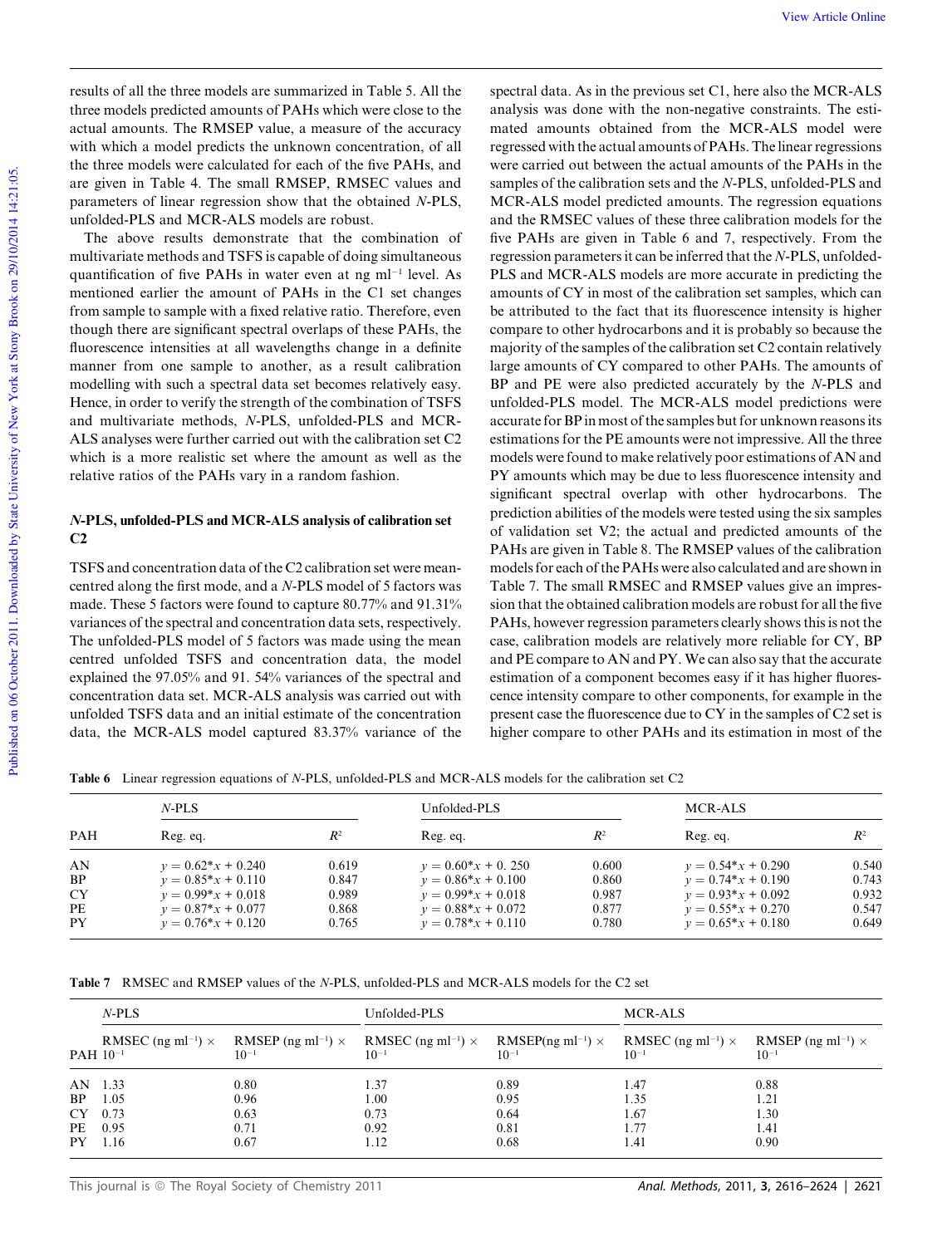results of all the three models are summarized in Table 5. All the three models predicted amounts of PAHs which were close to the actual amounts. The RMSEP value, a measure of the accuracy with which a model predicts the unknown concentration, of all the three models were calculated for each of the five PAHs, and are given in Table 4. The small RMSEP, RMSEC values and parameters of linear regression show that the obtained *N*-PLS, unfolded-PLS and MCR-ALS models are robust.

The above results demonstrate that the combination of multivariate methods and TSFS is capable of doing simultaneous quantification of five PAHs in water even at ng ml$^{-1}$ level. As mentioned earlier the amount of PAHs in the C1 set changes from sample to sample with a fixed relative ratio. Therefore, even though there are significant spectral overlaps of these PAHs, the fluorescence intensities at all wavelengths change in a definite manner from one sample to another, as a result calibration modelling with such a spectral data set becomes relatively easy. Hence, in order to verify the strength of the combination of TSFS and multivariate methods, *N*-PLS, unfolded-PLS and MCR-ALS analyses were further carried out with the calibration set C2 which is a more realistic set where the amount as well as the relative ratios of the PAHs vary in a random fashion.

## *N*-PLS, unfolded-PLS and MCR-ALS analysis of calibration set C2

TSFS and concentration data of the C2 calibration set were mean-centred along the first mode, and a *N*-PLS model of 5 factors was made. These 5 factors were found to capture 80.77% and 91.31% variances of the spectral and concentration data sets, respectively. The unfolded-PLS model of 5 factors was made using the mean centred unfolded TSFS and concentration data, the model explained the 97.05% and 91. 54% variances of the spectral and concentration data set. MCR-ALS analysis was carried out with unfolded TSFS data and an initial estimate of the concentration data, the MCR-ALS model captured 83.37% variance of the spectral data. As in the previous set C1, here also the MCR-ALS analysis was done with the non-negative constraints. The estimated amounts obtained from the MCR-ALS model were regressed with the actual amounts of PAHs. The linear regressions were carried out between the actual amounts of the PAHs in the samples of the calibration sets and the *N*-PLS, unfolded-PLS and MCR-ALS model predicted amounts. The regression equations and the RMSEC values of these three calibration models for the five PAHs are given in Table 6 and 7, respectively. From the regression parameters it can be inferred that the *N*-PLS, unfolded-PLS and MCR-ALS models are more accurate in predicting the amounts of CY in most of the calibration set samples, which can be attributed to the fact that its fluorescence intensity is higher compare to other hydrocarbons and it is probably so because the majority of the samples of the calibration set C2 contain relatively large amounts of CY compared to other PAHs. The amounts of BP and PE were also predicted accurately by the *N*-PLS and unfolded-PLS model. The MCR-ALS model predictions were accurate for BP in most of the samples but for unknown reasons its estimations for the PE amounts were not impressive. All the three models were found to make relatively poor estimations of AN and PY amounts which may be due to less fluorescence intensity and significant spectral overlap with other hydrocarbons. The prediction abilities of the models were tested using the six samples of validation set V2; the actual and predicted amounts of the PAHs are given in Table 8. The RMSEP values of the calibration models for each of the PAHs were also calculated and are shown in Table 7. The small RMSEC and RMSEP values give an impression that the obtained calibration models are robust for all the five PAHs, however regression parameters clearly shows this is not the case, calibration models are relatively more reliable for CY, BP and PE compare to AN and PY. We can also say that the accurate estimation of a component becomes easy if it has higher fluorescence intensity compare to other components, for example in the present case the fluorescence due to CY in the samples of C2 set is higher compare to other PAHs and its estimation in most of the

**Table 6** Linear regression equations of *N*-PLS, unfolded-PLS and MCR-ALS models for the calibration set C2

| | *N*-PLS | | Unfolded-PLS | | MCR-ALS | |
|---|---|---|---|---|---|---|
| PAH | Reg. eq. | $R^2$ | Reg. eq. | $R^2$ | Reg. eq. | $R^2$ |
| AN | $y = 0.62*x + 0.240$ | 0.619 | $y = 0.60*x + 0.250$ | 0.600 | $y = 0.54*x + 0.290$ | 0.540 |
| BP | $y = 0.85*x + 0.110$ | 0.847 | $y = 0.86*x + 0.100$ | 0.860 | $y = 0.74*x + 0.190$ | 0.743 |
| CY | $y = 0.99*x + 0.018$ | 0.989 | $y = 0.99*x + 0.018$ | 0.987 | $y = 0.93*x + 0.092$ | 0.932 |
| PE | $y = 0.87*x + 0.077$ | 0.868 | $y = 0.88*x + 0.072$ | 0.877 | $y = 0.55*x + 0.270$ | 0.547 |
| PY | $y = 0.76*x + 0.120$ | 0.765 | $y = 0.78*x + 0.110$ | 0.780 | $y = 0.65*x + 0.180$ | 0.649 |

**Table 7** RMSEC and RMSEP values of the *N*-PLS, unfolded-PLS and MCR-ALS models for the C2 set

| | *N*-PLS | | Unfolded-PLS | | MCR-ALS | |
|---|---|---|---|---|---|---|
| PAH | RMSEC (ng ml$^{-1}$) × $10^{-1}$ | RMSEP (ng ml$^{-1}$) × $10^{-1}$ | RMSEC (ng ml$^{-1}$) × $10^{-1}$ | RMSEP(ng ml$^{-1}$) × $10^{-1}$ | RMSEC (ng ml$^{-1}$) × $10^{-1}$ | RMSEP (ng ml$^{-1}$) × $10^{-1}$ |
| AN | 1.33 | 0.80 | 1.37 | 0.89 | 1.47 | 0.88 |
| BP | 1.05 | 0.96 | 1.00 | 0.95 | 1.35 | 1.21 |
| CY | 0.73 | 0.63 | 0.73 | 0.64 | 1.67 | 1.30 |
| PE | 0.95 | 0.71 | 0.92 | 0.81 | 1.77 | 1.41 |
| PY | 1.16 | 0.67 | 1.12 | 0.68 | 1.41 | 0.90 |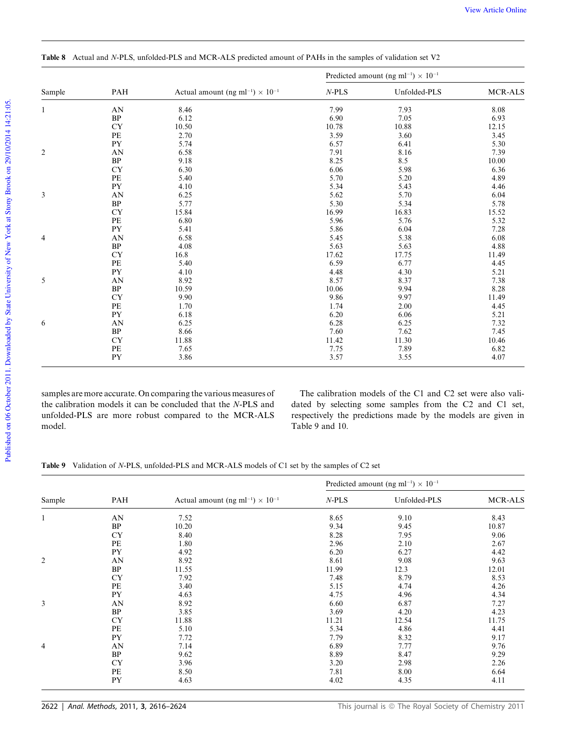**Table 8** Actual and *N*-PLS, unfolded-PLS and MCR-ALS predicted amount of PAHs in the samples of validation set V2

| | | | Predicted amount (ng ml$^{-1}$) × 10$^{-1}$ | | |
|---|---|---|---|---|---|
| Sample | PAH | Actual amount (ng ml$^{-1}$) × 10$^{-1}$ | *N*-PLS | Unfolded-PLS | MCR-ALS |
| 1 | AN | 8.46 | 7.99 | 7.93 | 8.08 |
| | BP | 6.12 | 6.90 | 7.05 | 6.93 |
| | CY | 10.50 | 10.78 | 10.88 | 12.15 |
| | PE | 2.70 | 3.59 | 3.60 | 3.45 |
| | PY | 5.74 | 6.57 | 6.41 | 5.30 |
| 2 | AN | 6.58 | 7.91 | 8.16 | 7.39 |
| | BP | 9.18 | 8.25 | 8.5 | 10.00 |
| | CY | 6.30 | 6.06 | 5.98 | 6.36 |
| | PE | 5.40 | 5.70 | 5.20 | 4.89 |
| | PY | 4.10 | 5.34 | 5.43 | 4.46 |
| 3 | AN | 6.25 | 5.62 | 5.70 | 6.04 |
| | BP | 5.77 | 5.30 | 5.34 | 5.78 |
| | CY | 15.84 | 16.99 | 16.83 | 15.52 |
| | PE | 6.80 | 5.96 | 5.76 | 5.32 |
| | PY | 5.41 | 5.86 | 6.04 | 7.28 |
| 4 | AN | 6.58 | 5.45 | 5.38 | 6.08 |
| | BP | 4.08 | 5.63 | 5.63 | 4.88 |
| | CY | 16.8 | 17.62 | 17.75 | 11.49 |
| | PE | 5.40 | 6.59 | 6.77 | 4.45 |
| | PY | 4.10 | 4.48 | 4.30 | 5.21 |
| 5 | AN | 8.92 | 8.57 | 8.37 | 7.38 |
| | BP | 10.59 | 10.06 | 9.94 | 8.28 |
| | CY | 9.90 | 9.86 | 9.97 | 11.49 |
| | PE | 1.70 | 1.74 | 2.00 | 4.45 |
| | PY | 6.18 | 6.20 | 6.06 | 5.21 |
| 6 | AN | 6.25 | 6.28 | 6.25 | 7.32 |
| | BP | 8.66 | 7.60 | 7.62 | 7.45 |
| | CY | 11.88 | 11.42 | 11.30 | 10.46 |
| | PE | 7.65 | 7.75 | 7.89 | 6.82 |
| | PY | 3.86 | 3.57 | 3.55 | 4.07 |

samples are more accurate. On comparing the various measures of the calibration models it can be concluded that the *N*-PLS and unfolded-PLS are more robust compared to the MCR-ALS model.

The calibration models of the C1 and C2 set were also validated by selecting some samples from the C2 and C1 set, respectively the predictions made by the models are given in Table 9 and 10.

**Table 9** Validation of *N*-PLS, unfolded-PLS and MCR-ALS models of C1 set by the samples of C2 set

| | | | Predicted amount (ng ml$^{-1}$) × 10$^{-1}$ | | |
|---|---|---|---|---|---|
| Sample | PAH | Actual amount (ng ml$^{-1}$) × 10$^{-1}$ | *N*-PLS | Unfolded-PLS | MCR-ALS |
| 1 | AN | 7.52 | 8.65 | 9.10 | 8.43 |
| | BP | 10.20 | 9.34 | 9.45 | 10.87 |
| | CY | 8.40 | 8.28 | 7.95 | 9.06 |
| | PE | 1.80 | 2.96 | 2.10 | 2.67 |
| | PY | 4.92 | 6.20 | 6.27 | 4.42 |
| 2 | AN | 8.92 | 8.61 | 9.08 | 9.63 |
| | BP | 11.55 | 11.99 | 12.3 | 12.01 |
| | CY | 7.92 | 7.48 | 8.79 | 8.53 |
| | PE | 3.40 | 5.15 | 4.74 | 4.26 |
| | PY | 4.63 | 4.75 | 4.96 | 4.34 |
| 3 | AN | 8.92 | 6.60 | 6.87 | 7.27 |
| | BP | 3.85 | 3.69 | 4.20 | 4.23 |
| | CY | 11.88 | 11.21 | 12.54 | 11.75 |
| | PE | 5.10 | 5.34 | 4.86 | 4.41 |
| | PY | 7.72 | 7.79 | 8.32 | 9.17 |
| 4 | AN | 7.14 | 6.89 | 7.77 | 9.76 |
| | BP | 9.62 | 8.89 | 8.47 | 9.29 |
| | CY | 3.96 | 3.20 | 2.98 | 2.26 |
| | PE | 8.50 | 7.81 | 8.00 | 6.64 |
| | PY | 4.63 | 4.02 | 4.35 | 4.11 |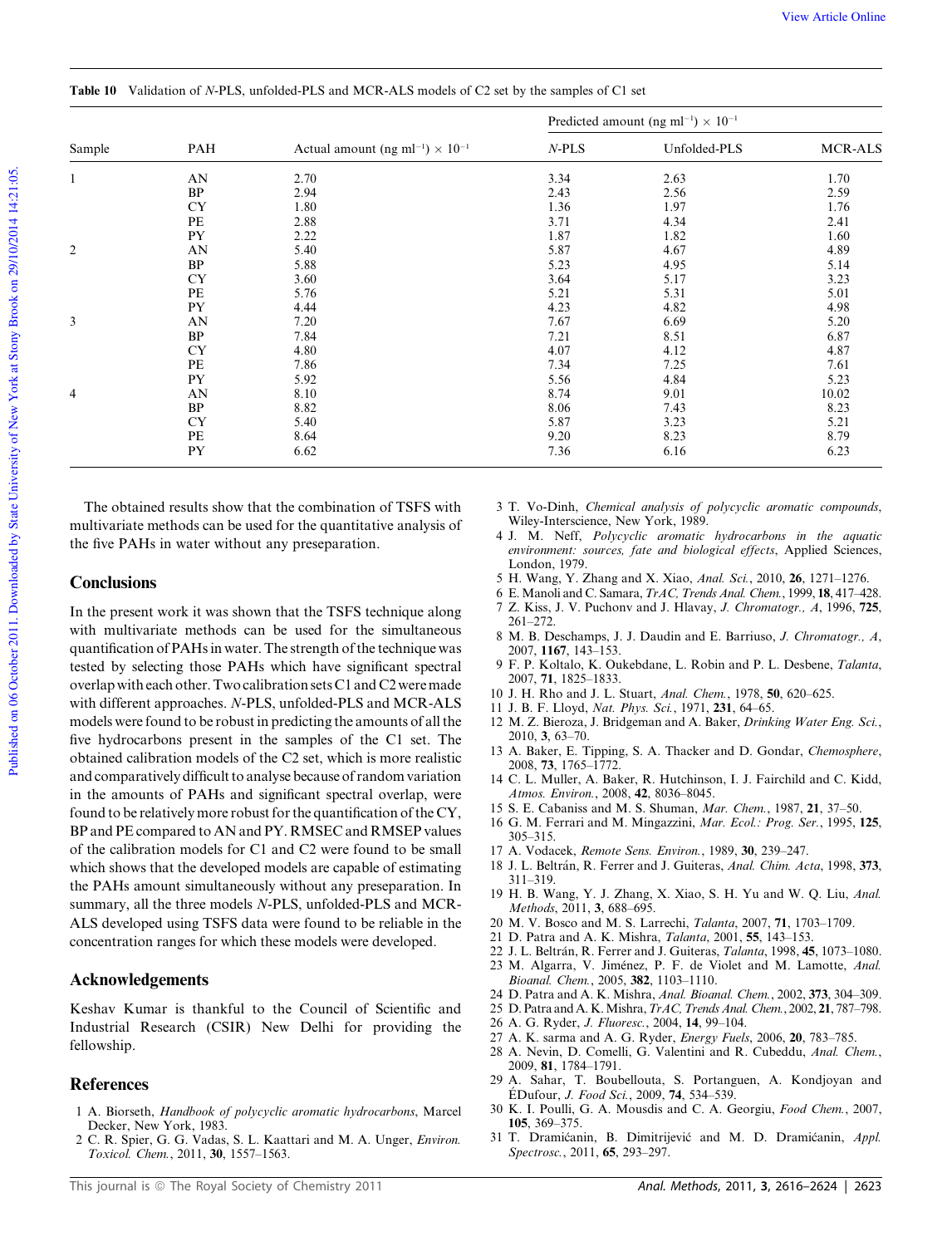**Table 10** Validation of *N*-PLS, unfolded-PLS and MCR-ALS models of C2 set by the samples of C1 set

| Sample | PAH | Actual amount (ng ml$^{-1}$) × 10$^{-1}$ | Predicted amount (ng ml$^{-1}$) × 10$^{-1}$ | | |
|---|---|---|---|---|---|
| | | | *N*-PLS | Unfolded-PLS | MCR-ALS |
| 1 | AN | 2.70 | 3.34 | 2.63 | 1.70 |
| | BP | 2.94 | 2.43 | 2.56 | 2.59 |
| | CY | 1.80 | 1.36 | 1.97 | 1.76 |
| | PE | 2.88 | 3.71 | 4.34 | 2.41 |
| | PY | 2.22 | 1.87 | 1.82 | 1.60 |
| 2 | AN | 5.40 | 5.87 | 4.67 | 4.89 |
| | BP | 5.88 | 5.23 | 4.95 | 5.14 |
| | CY | 3.60 | 3.64 | 5.17 | 3.23 |
| | PE | 5.76 | 5.21 | 5.31 | 5.01 |
| | PY | 4.44 | 4.23 | 4.82 | 4.98 |
| 3 | AN | 7.20 | 7.67 | 6.69 | 5.20 |
| | BP | 7.84 | 7.21 | 8.51 | 6.87 |
| | CY | 4.80 | 4.07 | 4.12 | 4.87 |
| | PE | 7.86 | 7.34 | 7.25 | 7.61 |
| | PY | 5.92 | 5.56 | 4.84 | 5.23 |
| 4 | AN | 8.10 | 8.74 | 9.01 | 10.02 |
| | BP | 8.82 | 8.06 | 7.43 | 8.23 |
| | CY | 5.40 | 5.87 | 3.23 | 5.21 |
| | PE | 8.64 | 9.20 | 8.23 | 8.79 |
| | PY | 6.62 | 7.36 | 6.16 | 6.23 |

The obtained results show that the combination of TSFS with multivariate methods can be used for the quantitative analysis of the five PAHs in water without any preseparation.

## Conclusions

In the present work it was shown that the TSFS technique along with multivariate methods can be used for the simultaneous quantification of PAHs in water. The strength of the technique was tested by selecting those PAHs which have significant spectral overlap with each other. Two calibration sets C1 and C2 were made with different approaches. *N*-PLS, unfolded-PLS and MCR-ALS models were found to be robust in predicting the amounts of all the five hydrocarbons present in the samples of the C1 set. The obtained calibration models of the C2 set, which is more realistic and comparatively difficult to analyse because of random variation in the amounts of PAHs and significant spectral overlap, were found to be relatively more robust for the quantification of the CY, BP and PE compared to AN and PY. RMSEC and RMSEP values of the calibration models for C1 and C2 were found to be small which shows that the developed models are capable of estimating the PAHs amount simultaneously without any preseparation. In summary, all the three models *N*-PLS, unfolded-PLS and MCR-ALS developed using TSFS data were found to be reliable in the concentration ranges for which these models were developed.

## Acknowledgements

Keshav Kumar is thankful to the Council of Scientific and Industrial Research (CSIR) New Delhi for providing the fellowship.

## References

1. A. Biorseth, *Handbook of polycyclic aromatic hydrocarbons*, Marcel Decker, New York, 1983.
2. C. R. Spier, G. G. Vadas, S. L. Kaattari and M. A. Unger, *Environ. Toxicol. Chem.*, 2011, **30**, 1557–1563.
3. T. Vo-Dinh, *Chemical analysis of polycyclic aromatic compounds*, Wiley-Interscience, New York, 1989.
4. J. M. Neff, *Polycyclic aromatic hydrocarbons in the aquatic environment: sources, fate and biological effects*, Applied Sciences, London, 1979.
5. H. Wang, Y. Zhang and X. Xiao, *Anal. Sci.*, 2010, **26**, 1271–1276.
6. E. Manoli and C. Samara, *TrAC, Trends Anal. Chem.*, 1999, **18**, 417–428.
7. Z. Kiss, J. V. Puchonv and J. Hlavay, *J. Chromatogr., A*, 1996, **725**, 261–272.
8. M. B. Deschamps, J. J. Daudin and E. Barriuso, *J. Chromatogr., A*, 2007, **1167**, 143–153.
9. F. P. Koltalo, K. Oukebdane, L. Robin and P. L. Desbene, *Talanta*, 2007, **71**, 1825–1833.
10. J. H. Rho and J. L. Stuart, *Anal. Chem.*, 1978, **50**, 620–625.
11. J. B. F. Lloyd, *Nat. Phys. Sci.*, 1971, **231**, 64–65.
12. M. Z. Bieroza, J. Bridgeman and A. Baker, *Drinking Water Eng. Sci.*, 2010, **3**, 63–70.
13. A. Baker, E. Tipping, S. A. Thacker and D. Gondar, *Chemosphere*, 2008, **73**, 1765–1772.
14. C. L. Muller, A. Baker, R. Hutchinson, I. J. Fairchild and C. Kidd, *Atmos. Environ.*, 2008, **42**, 8036–8045.
15. S. E. Cabaniss and M. S. Shuman, *Mar. Chem.*, 1987, **21**, 37–50.
16. G. M. Ferrari and M. Mingazzini, *Mar. Ecol.: Prog. Ser.*, 1995, **125**, 305–315.
17. A. Vodacek, *Remote Sens. Environ.*, 1989, **30**, 239–247.
18. J. L. Beltrán, R. Ferrer and J. Guiteras, *Anal. Chim. Acta*, 1998, **373**, 311–319.
19. H. B. Wang, Y. J. Zhang, X. Xiao, S. H. Yu and W. Q. Liu, *Anal. Methods*, 2011, **3**, 688–695.
20. M. V. Bosco and M. S. Larrechi, *Talanta*, 2007, **71**, 1703–1709.
21. D. Patra and A. K. Mishra, *Talanta*, 2001, **55**, 143–153.
22. J. L. Beltrán, R. Ferrer and J. Guiteras, *Talanta*, 1998, **45**, 1073–1080.
23. M. Algarra, V. Jiménez, P. F. de Violet and M. Lamotte, *Anal. Bioanal. Chem.*, 2005, **382**, 1103–1110.
24. D. Patra and A. K. Mishra, *Anal. Bioanal. Chem.*, 2002, **373**, 304–309.
25. D. Patra and A. K. Mishra, *TrAC, Trends Anal. Chem.*, 2002, **21**, 787–798.
26. A. G. Ryder, *J. Fluoresc.*, 2004, **14**, 99–104.
27. A. K. sarma and A. G. Ryder, *Energy Fuels*, 2006, **20**, 783–785.
28. A. Nevin, D. Comelli, G. Valentini and R. Cubeddu, *Anal. Chem.*, 2009, **81**, 1784–1791.
29. A. Sahar, T. Boubellouta, S. Portanguen, A. Kondjoyan and ÉDufour, *J. Food Sci.*, 2009, **74**, 534–539.
30. K. I. Poulli, G. A. Mousdis and C. A. Georgiu, *Food Chem.*, 2007, **105**, 369–375.
31. T. Dramićanin, B. Dimitrijević and M. D. Dramićanin, *Appl. Spectrosc.*, 2011, **65**, 293–297.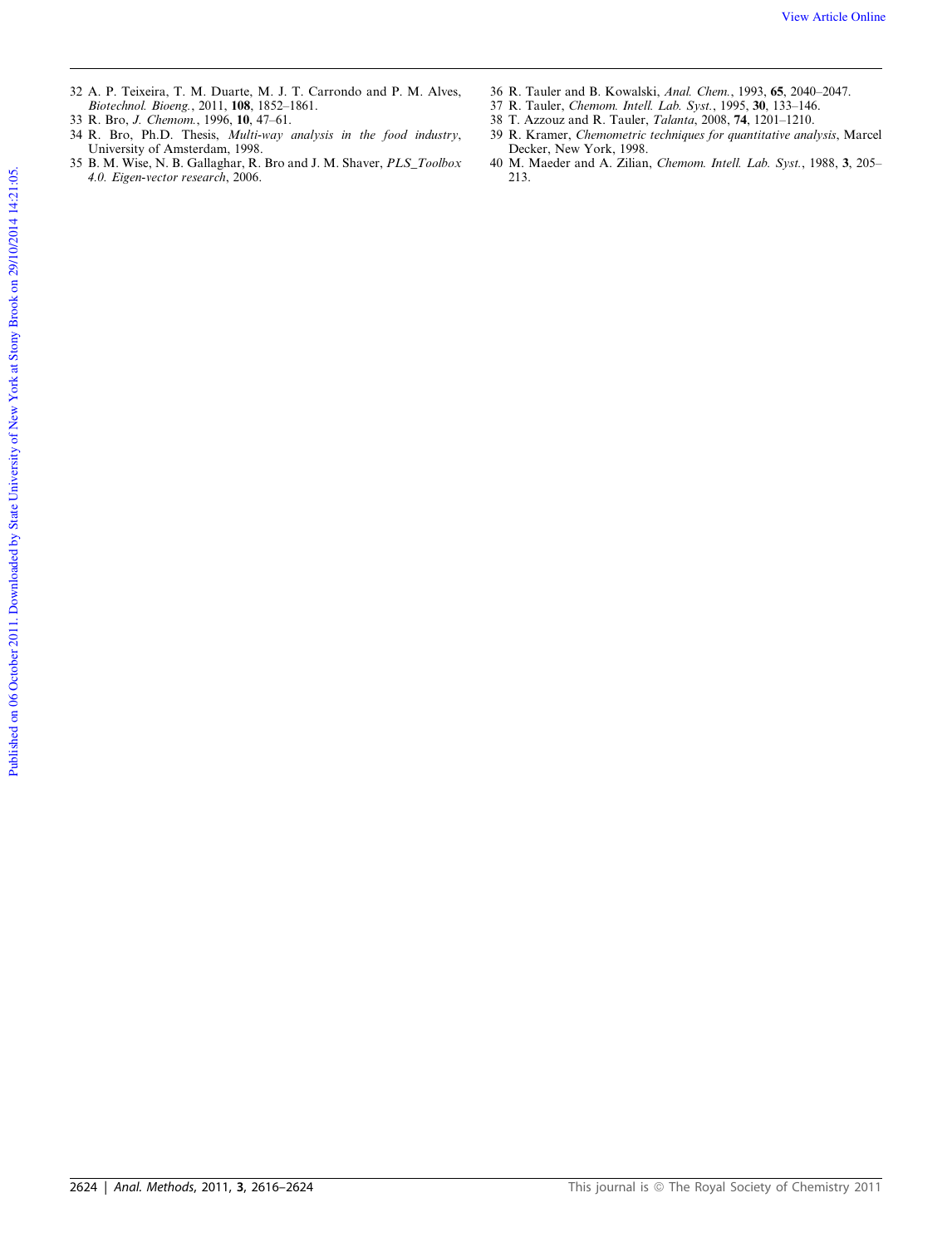32 A. P. Teixeira, T. M. Duarte, M. J. T. Carrondo and P. M. Alves, *Biotechnol. Bioeng.*, 2011, **108**, 1852–1861.
33 R. Bro, *J. Chemom.*, 1996, **10**, 47–61.
34 R. Bro, Ph.D. Thesis, *Multi-way analysis in the food industry*, University of Amsterdam, 1998.
35 B. M. Wise, N. B. Gallaghar, R. Bro and J. M. Shaver, *PLS_Toolbox 4.0. Eigen-vector research*, 2006.
36 R. Tauler and B. Kowalski, *Anal. Chem.*, 1993, **65**, 2040–2047.
37 R. Tauler, *Chemom. Intell. Lab. Syst.*, 1995, **30**, 133–146.
38 T. Azzouz and R. Tauler, *Talanta*, 2008, **74**, 1201–1210.
39 R. Kramer, *Chemometric techniques for quantitative analysis*, Marcel Decker, New York, 1998.
40 M. Maeder and A. Zilian, *Chemom. Intell. Lab. Syst.*, 1988, **3**, 205–213.